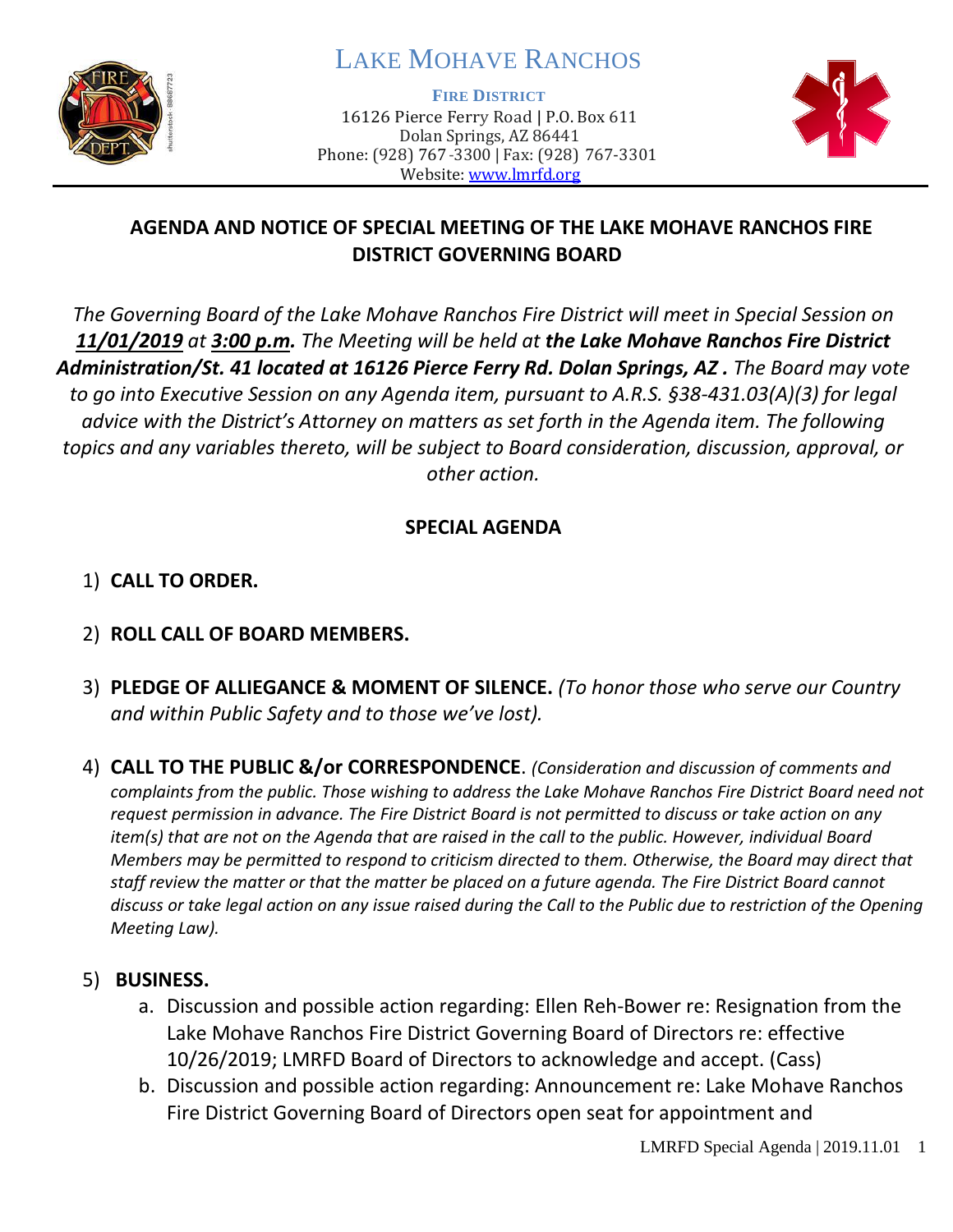# LAKE MOHAVE RANCHOS

**FIRE DISTRICT**
16126 Pierce Ferry Road | P.O. Box 611
Dolan Springs, AZ 86441
Phone: (928) 767-3300 | Fax: (928) 767-3301
Website: www.lmrfd.org

## AGENDA AND NOTICE OF SPECIAL MEETING OF THE LAKE MOHAVE RANCHOS FIRE DISTRICT GOVERNING BOARD

*The Governing Board of the Lake Mohave Ranchos Fire District will meet in Special Session on* ***11/01/2019*** *at* ***3:00 p.m.*** *The Meeting will be held at* ***the Lake Mohave Ranchos Fire District Administration/St. 41 located at 16126 Pierce Ferry Rd. Dolan Springs, AZ .*** *The Board may vote to go into Executive Session on any Agenda item, pursuant to A.R.S. §38-431.03(A)(3) for legal advice with the District's Attorney on matters as set forth in the Agenda item. The following topics and any variables thereto, will be subject to Board consideration, discussion, approval, or other action.*

## SPECIAL AGENDA

1) **CALL TO ORDER.**

2) **ROLL CALL OF BOARD MEMBERS.**

3) **PLEDGE OF ALLIEGANCE & MOMENT OF SILENCE.** *(To honor those who serve our Country and within Public Safety and to those we've lost).*

4) **CALL TO THE PUBLIC &/or CORRESPONDENCE**. *(Consideration and discussion of comments and complaints from the public. Those wishing to address the Lake Mohave Ranchos Fire District Board need not request permission in advance. The Fire District Board is not permitted to discuss or take action on any item(s) that are not on the Agenda that are raised in the call to the public. However, individual Board Members may be permitted to respond to criticism directed to them. Otherwise, the Board may direct that staff review the matter or that the matter be placed on a future agenda. The Fire District Board cannot discuss or take legal action on any issue raised during the Call to the Public due to restriction of the Opening Meeting Law).*

5) **BUSINESS.**
   a. Discussion and possible action regarding: Ellen Reh-Bower re: Resignation from the Lake Mohave Ranchos Fire District Governing Board of Directors re: effective 10/26/2019; LMRFD Board of Directors to acknowledge and accept. (Cass)
   b. Discussion and possible action regarding: Announcement re: Lake Mohave Ranchos Fire District Governing Board of Directors open seat for appointment and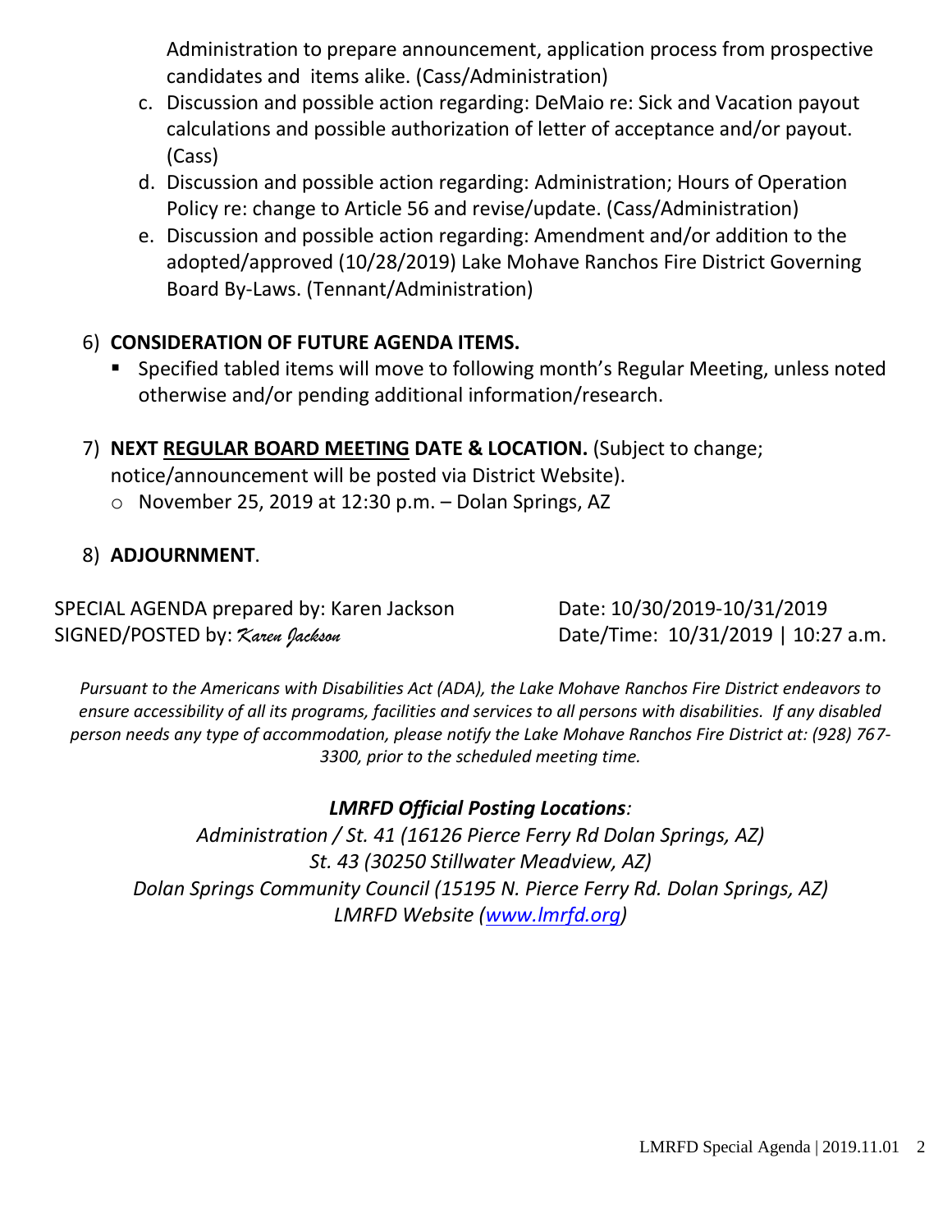Administration to prepare announcement, application process from prospective candidates and items alike. (Cass/Administration)

c. Discussion and possible action regarding: DeMaio re: Sick and Vacation payout calculations and possible authorization of letter of acceptance and/or payout. (Cass)
d. Discussion and possible action regarding: Administration; Hours of Operation Policy re: change to Article 56 and revise/update. (Cass/Administration)
e. Discussion and possible action regarding: Amendment and/or addition to the adopted/approved (10/28/2019) Lake Mohave Ranchos Fire District Governing Board By-Laws. (Tennant/Administration)

6) **CONSIDERATION OF FUTURE AGENDA ITEMS.**
   - Specified tabled items will move to following month's Regular Meeting, unless noted otherwise and/or pending additional information/research.

7) **NEXT REGULAR BOARD MEETING DATE & LOCATION.** (Subject to change; notice/announcement will be posted via District Website).
   - November 25, 2019 at 12:30 p.m. – Dolan Springs, AZ

8) **ADJOURNMENT**.

SPECIAL AGENDA prepared by: Karen Jackson    Date: 10/30/2019-10/31/2019
SIGNED/POSTED by: *Karen Jackson*    Date/Time: 10/31/2019 | 10:27 a.m.

*Pursuant to the Americans with Disabilities Act (ADA), the Lake Mohave Ranchos Fire District endeavors to ensure accessibility of all its programs, facilities and services to all persons with disabilities. If any disabled person needs any type of accommodation, please notify the Lake Mohave Ranchos Fire District at: (928) 767-3300, prior to the scheduled meeting time.*

***LMRFD Official Posting Locations:***

*Administration / St. 41 (16126 Pierce Ferry Rd Dolan Springs, AZ)*
*St. 43 (30250 Stillwater Meadview, AZ)*
*Dolan Springs Community Council (15195 N. Pierce Ferry Rd. Dolan Springs, AZ)*
*LMRFD Website (www.lmrfd.org)*